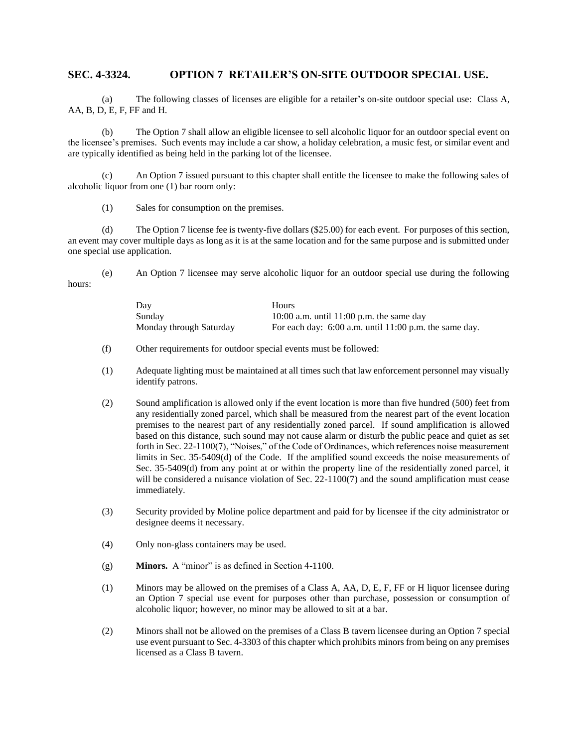## SEC. 4-3324. OPTION 7 RETAILER'S ON-SITE OUTDOOR SPECIAL USE.

(a) The following classes of licenses are eligible for a retailer's on-site outdoor special use: Class A, AA, B, D, E, F, FF and H.

(b) The Option 7 shall allow an eligible licensee to sell alcoholic liquor for an outdoor special event on the licensee's premises. Such events may include a car show, a holiday celebration, a music fest, or similar event and are typically identified as being held in the parking lot of the licensee.

(c) An Option 7 issued pursuant to this chapter shall entitle the licensee to make the following sales of alcoholic liquor from one (1) bar room only:

(1) Sales for consumption on the premises.

(d) The Option 7 license fee is twenty-five dollars ($25.00) for each event. For purposes of this section, an event may cover multiple days as long as it is at the same location and for the same purpose and is submitted under one special use application.

(e) An Option 7 licensee may serve alcoholic liquor for an outdoor special use during the following hours:

| Day | Hours |
|---|---|
| Sunday | 10:00 a.m. until 11:00 p.m. the same day |
| Monday through Saturday | For each day: 6:00 a.m. until 11:00 p.m. the same day. |

(f) Other requirements for outdoor special events must be followed:

(1) Adequate lighting must be maintained at all times such that law enforcement personnel may visually identify patrons.

(2) Sound amplification is allowed only if the event location is more than five hundred (500) feet from any residentially zoned parcel, which shall be measured from the nearest part of the event location premises to the nearest part of any residentially zoned parcel. If sound amplification is allowed based on this distance, such sound may not cause alarm or disturb the public peace and quiet as set forth in Sec. 22-1100(7), "Noises," of the Code of Ordinances, which references noise measurement limits in Sec. 35-5409(d) of the Code. If the amplified sound exceeds the noise measurements of Sec. 35-5409(d) from any point at or within the property line of the residentially zoned parcel, it will be considered a nuisance violation of Sec. 22-1100(7) and the sound amplification must cease immediately.

(3) Security provided by Moline police department and paid for by licensee if the city administrator or designee deems it necessary.

(4) Only non-glass containers may be used.

(g) **Minors.** A "minor" is as defined in Section 4-1100.

(1) Minors may be allowed on the premises of a Class A, AA, D, E, F, FF or H liquor licensee during an Option 7 special use event for purposes other than purchase, possession or consumption of alcoholic liquor; however, no minor may be allowed to sit at a bar.

(2) Minors shall not be allowed on the premises of a Class B tavern licensee during an Option 7 special use event pursuant to Sec. 4-3303 of this chapter which prohibits minors from being on any premises licensed as a Class B tavern.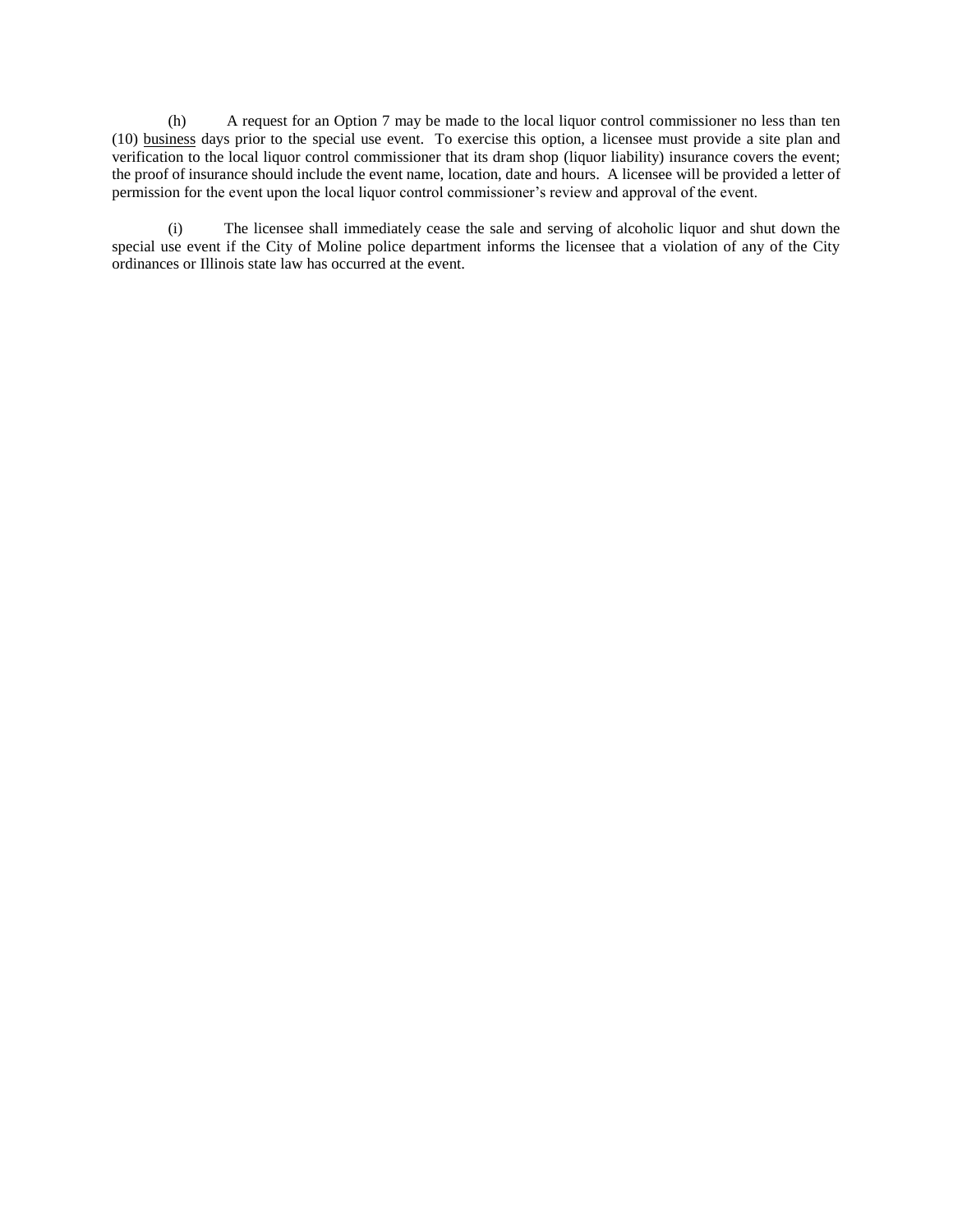(h) A request for an Option 7 may be made to the local liquor control commissioner no less than ten (10) <u>business</u> days prior to the special use event. To exercise this option, a licensee must provide a site plan and verification to the local liquor control commissioner that its dram shop (liquor liability) insurance covers the event; the proof of insurance should include the event name, location, date and hours. A licensee will be provided a letter of permission for the event upon the local liquor control commissioner's review and approval of the event.

(i) The licensee shall immediately cease the sale and serving of alcoholic liquor and shut down the special use event if the City of Moline police department informs the licensee that a violation of any of the City ordinances or Illinois state law has occurred at the event.